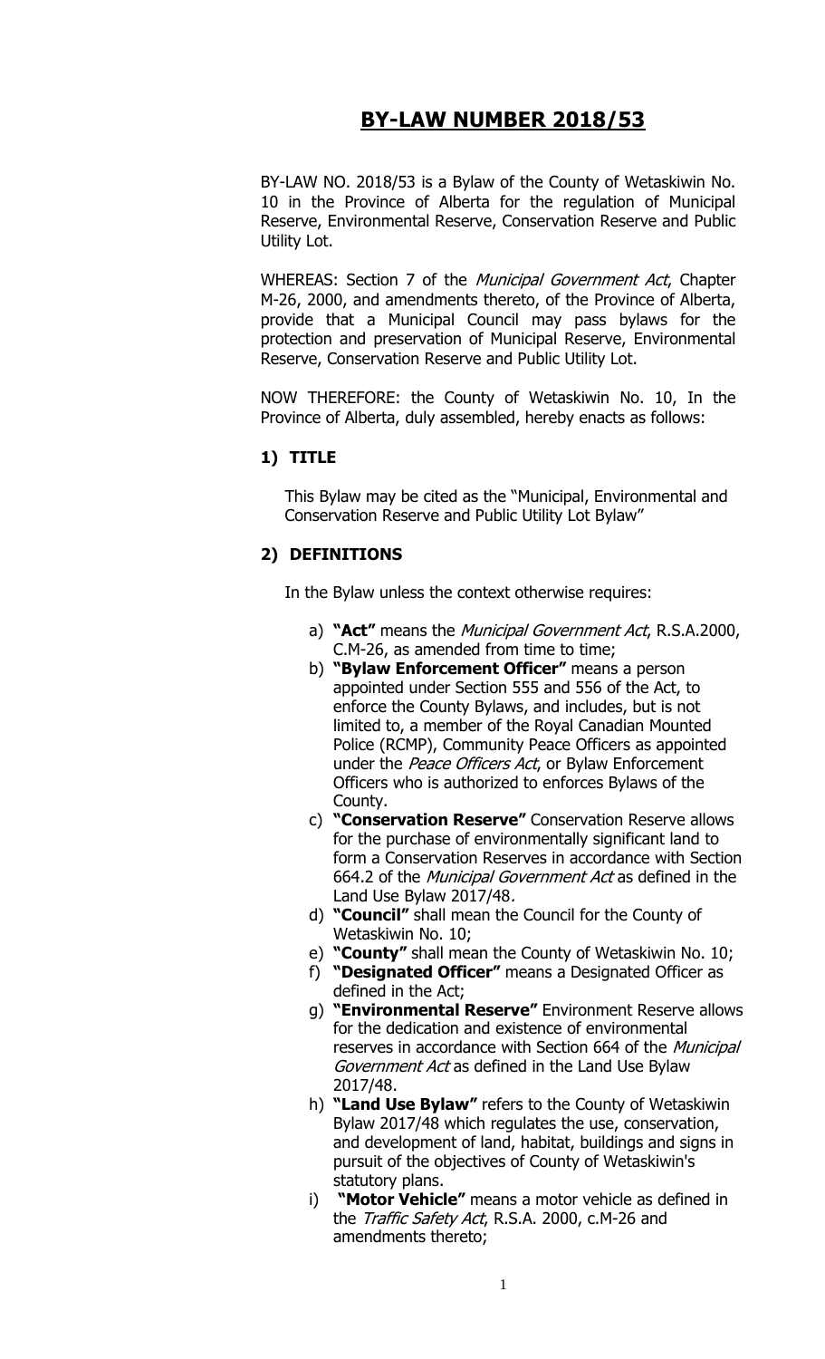# BY-LAW NUMBER 2018/53

BY-LAW NO. 2018/53 is a Bylaw of the County of Wetaskiwin No. 10 in the Province of Alberta for the regulation of Municipal Reserve, Environmental Reserve, Conservation Reserve and Public Utility Lot.

WHEREAS: Section 7 of the *Municipal Government Act*, Chapter M-26, 2000, and amendments thereto, of the Province of Alberta, provide that a Municipal Council may pass bylaws for the protection and preservation of Municipal Reserve, Environmental Reserve, Conservation Reserve and Public Utility Lot.

NOW THEREFORE: the County of Wetaskiwin No. 10, In the Province of Alberta, duly assembled, hereby enacts as follows:

## 1) TITLE

This Bylaw may be cited as the "Municipal, Environmental and Conservation Reserve and Public Utility Lot Bylaw"

## 2) DEFINITIONS

In the Bylaw unless the context otherwise requires:

a) **"Act"** means the *Municipal Government Act*, R.S.A.2000, C.M-26, as amended from time to time;
b) **"Bylaw Enforcement Officer"** means a person appointed under Section 555 and 556 of the Act, to enforce the County Bylaws, and includes, but is not limited to, a member of the Royal Canadian Mounted Police (RCMP), Community Peace Officers as appointed under the *Peace Officers Act*, or Bylaw Enforcement Officers who is authorized to enforces Bylaws of the County.
c) **"Conservation Reserve"** Conservation Reserve allows for the purchase of environmentally significant land to form a Conservation Reserves in accordance with Section 664.2 of the *Municipal Government Act* as defined in the Land Use Bylaw 2017/48.
d) **"Council"** shall mean the Council for the County of Wetaskiwin No. 10;
e) **"County"** shall mean the County of Wetaskiwin No. 10;
f) **"Designated Officer"** means a Designated Officer as defined in the Act;
g) **"Environmental Reserve"** Environment Reserve allows for the dedication and existence of environmental reserves in accordance with Section 664 of the *Municipal Government Act* as defined in the Land Use Bylaw 2017/48.
h) **"Land Use Bylaw"** refers to the County of Wetaskiwin Bylaw 2017/48 which regulates the use, conservation, and development of land, habitat, buildings and signs in pursuit of the objectives of County of Wetaskiwin's statutory plans.
i) **"Motor Vehicle"** means a motor vehicle as defined in the *Traffic Safety Act*, R.S.A. 2000, c.M-26 and amendments thereto;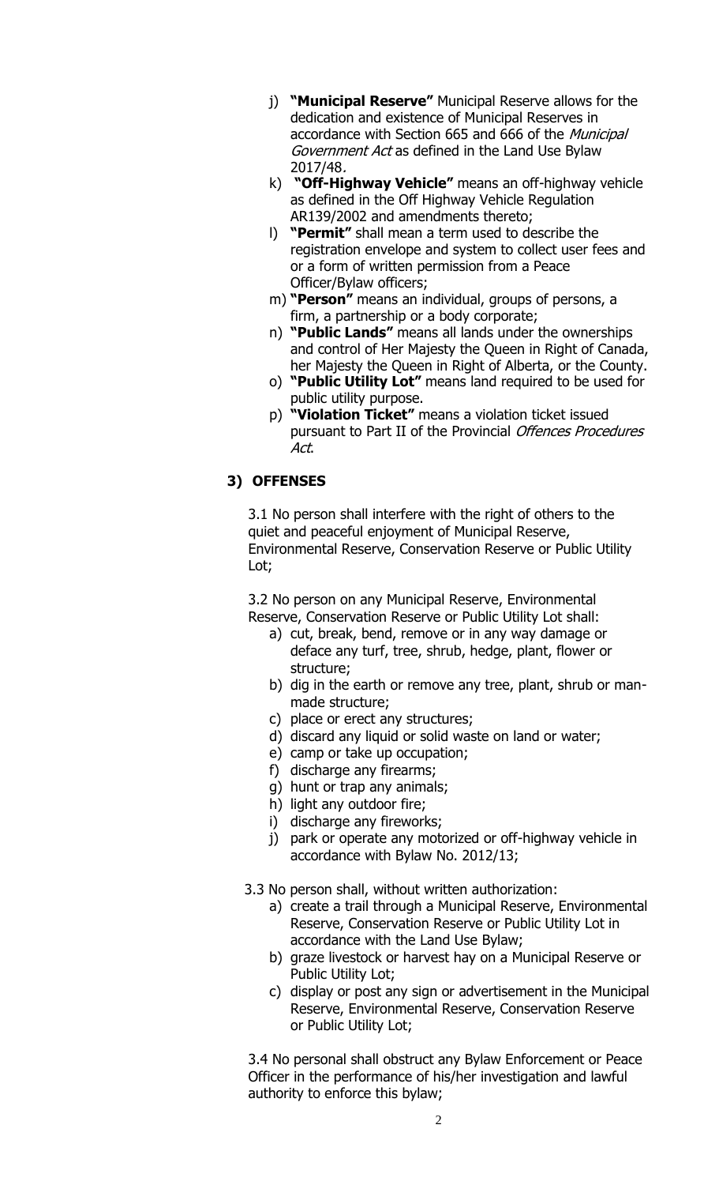j) **"Municipal Reserve"** Municipal Reserve allows for the dedication and existence of Municipal Reserves in accordance with Section 665 and 666 of the *Municipal Government Act* as defined in the Land Use Bylaw 2017/48.

k) **"Off-Highway Vehicle"** means an off-highway vehicle as defined in the Off Highway Vehicle Regulation AR139/2002 and amendments thereto;

l) **"Permit"** shall mean a term used to describe the registration envelope and system to collect user fees and or a form of written permission from a Peace Officer/Bylaw officers;

m) **"Person"** means an individual, groups of persons, a firm, a partnership or a body corporate;

n) **"Public Lands"** means all lands under the ownerships and control of Her Majesty the Queen in Right of Canada, her Majesty the Queen in Right of Alberta, or the County.

o) **"Public Utility Lot"** means land required to be used for public utility purpose.

p) **"Violation Ticket"** means a violation ticket issued pursuant to Part II of the Provincial *Offences Procedures Act*.

## 3) OFFENSES

3.1 No person shall interfere with the right of others to the quiet and peaceful enjoyment of Municipal Reserve, Environmental Reserve, Conservation Reserve or Public Utility Lot;

3.2 No person on any Municipal Reserve, Environmental Reserve, Conservation Reserve or Public Utility Lot shall:

a) cut, break, bend, remove or in any way damage or deface any turf, tree, shrub, hedge, plant, flower or structure;
b) dig in the earth or remove any tree, plant, shrub or man-made structure;
c) place or erect any structures;
d) discard any liquid or solid waste on land or water;
e) camp or take up occupation;
f) discharge any firearms;
g) hunt or trap any animals;
h) light any outdoor fire;
i) discharge any fireworks;
j) park or operate any motorized or off-highway vehicle in accordance with Bylaw No. 2012/13;

3.3 No person shall, without written authorization:

a) create a trail through a Municipal Reserve, Environmental Reserve, Conservation Reserve or Public Utility Lot in accordance with the Land Use Bylaw;
b) graze livestock or harvest hay on a Municipal Reserve or Public Utility Lot;
c) display or post any sign or advertisement in the Municipal Reserve, Environmental Reserve, Conservation Reserve or Public Utility Lot;

3.4 No personal shall obstruct any Bylaw Enforcement or Peace Officer in the performance of his/her investigation and lawful authority to enforce this bylaw;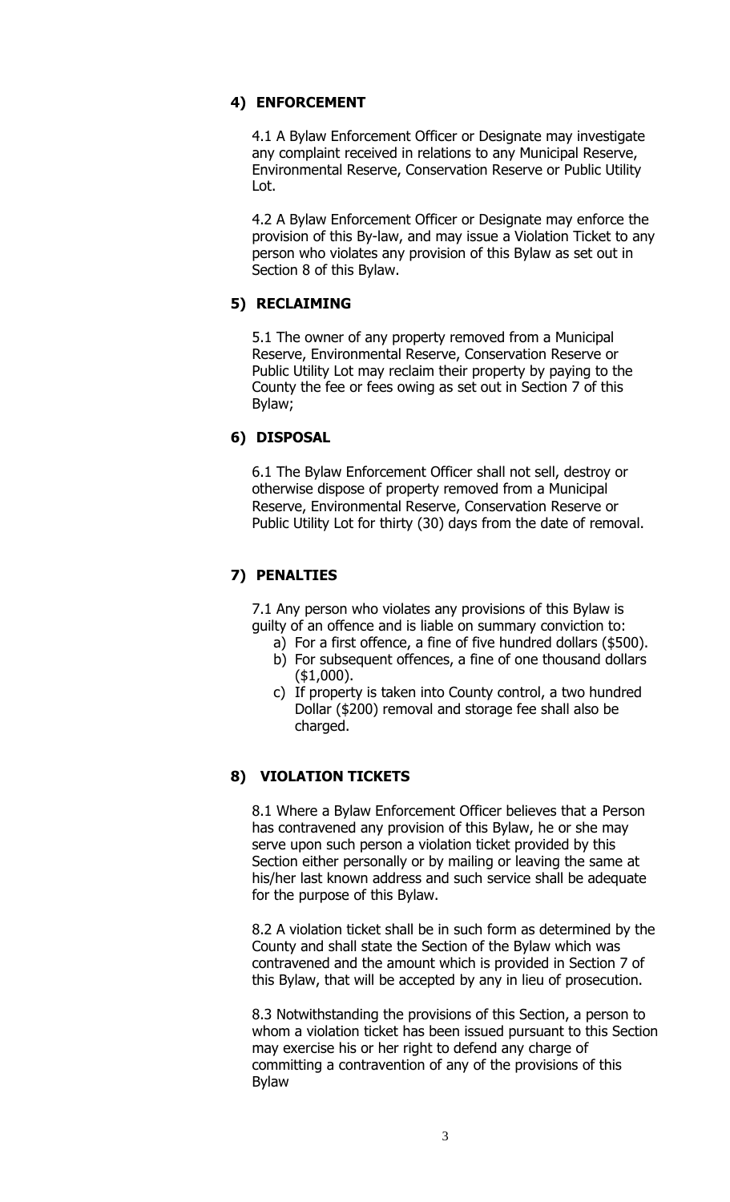## 4) ENFORCEMENT

4.1 A Bylaw Enforcement Officer or Designate may investigate any complaint received in relations to any Municipal Reserve, Environmental Reserve, Conservation Reserve or Public Utility Lot.

4.2 A Bylaw Enforcement Officer or Designate may enforce the provision of this By-law, and may issue a Violation Ticket to any person who violates any provision of this Bylaw as set out in Section 8 of this Bylaw.

## 5) RECLAIMING

5.1 The owner of any property removed from a Municipal Reserve, Environmental Reserve, Conservation Reserve or Public Utility Lot may reclaim their property by paying to the County the fee or fees owing as set out in Section 7 of this Bylaw;

## 6) DISPOSAL

6.1 The Bylaw Enforcement Officer shall not sell, destroy or otherwise dispose of property removed from a Municipal Reserve, Environmental Reserve, Conservation Reserve or Public Utility Lot for thirty (30) days from the date of removal.

## 7) PENALTIES

7.1 Any person who violates any provisions of this Bylaw is guilty of an offence and is liable on summary conviction to:

a) For a first offence, a fine of five hundred dollars ($500).
b) For subsequent offences, a fine of one thousand dollars ($1,000).
c) If property is taken into County control, a two hundred Dollar ($200) removal and storage fee shall also be charged.

## 8) VIOLATION TICKETS

8.1 Where a Bylaw Enforcement Officer believes that a Person has contravened any provision of this Bylaw, he or she may serve upon such person a violation ticket provided by this Section either personally or by mailing or leaving the same at his/her last known address and such service shall be adequate for the purpose of this Bylaw.

8.2 A violation ticket shall be in such form as determined by the County and shall state the Section of the Bylaw which was contravened and the amount which is provided in Section 7 of this Bylaw, that will be accepted by any in lieu of prosecution.

8.3 Notwithstanding the provisions of this Section, a person to whom a violation ticket has been issued pursuant to this Section may exercise his or her right to defend any charge of committing a contravention of any of the provisions of this Bylaw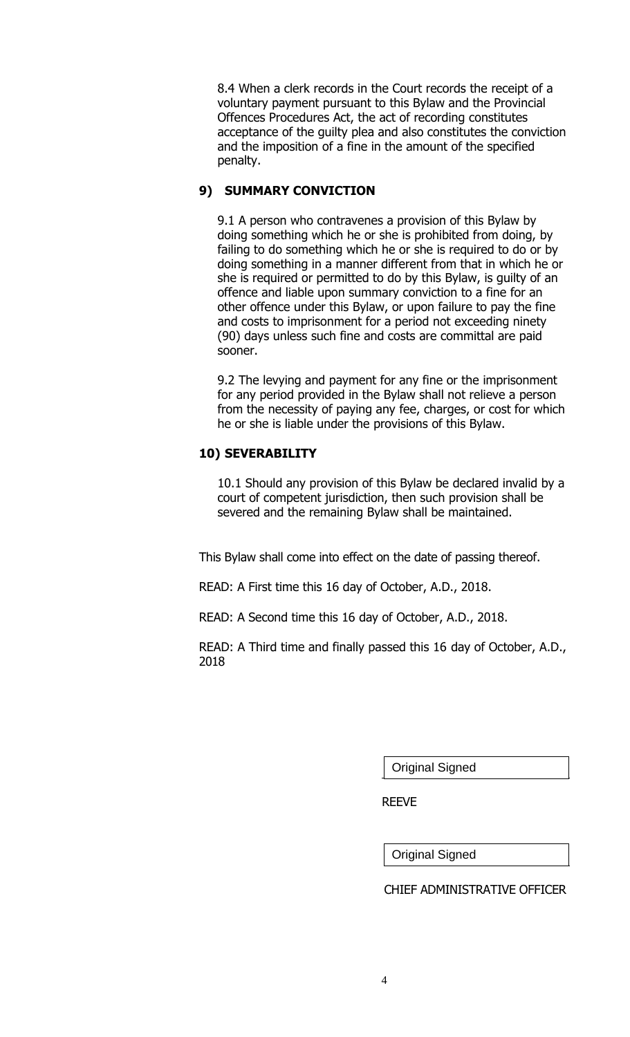8.4 When a clerk records in the Court records the receipt of a voluntary payment pursuant to this Bylaw and the Provincial Offences Procedures Act, the act of recording constitutes acceptance of the guilty plea and also constitutes the conviction and the imposition of a fine in the amount of the specified penalty.

## 9) SUMMARY CONVICTION

9.1 A person who contravenes a provision of this Bylaw by doing something which he or she is prohibited from doing, by failing to do something which he or she is required to do or by doing something in a manner different from that in which he or she is required or permitted to do by this Bylaw, is guilty of an offence and liable upon summary conviction to a fine for an other offence under this Bylaw, or upon failure to pay the fine and costs to imprisonment for a period not exceeding ninety (90) days unless such fine and costs are committal are paid sooner.

9.2 The levying and payment for any fine or the imprisonment for any period provided in the Bylaw shall not relieve a person from the necessity of paying any fee, charges, or cost for which he or she is liable under the provisions of this Bylaw.

## 10) SEVERABILITY

10.1 Should any provision of this Bylaw be declared invalid by a court of competent jurisdiction, then such provision shall be severed and the remaining Bylaw shall be maintained.

This Bylaw shall come into effect on the date of passing thereof.

READ: A First time this 16 day of October, A.D., 2018.

READ: A Second time this 16 day of October, A.D., 2018.

READ: A Third time and finally passed this 16 day of October, A.D., 2018

Original Signed

REEVE

Original Signed

CHIEF ADMINISTRATIVE OFFICER